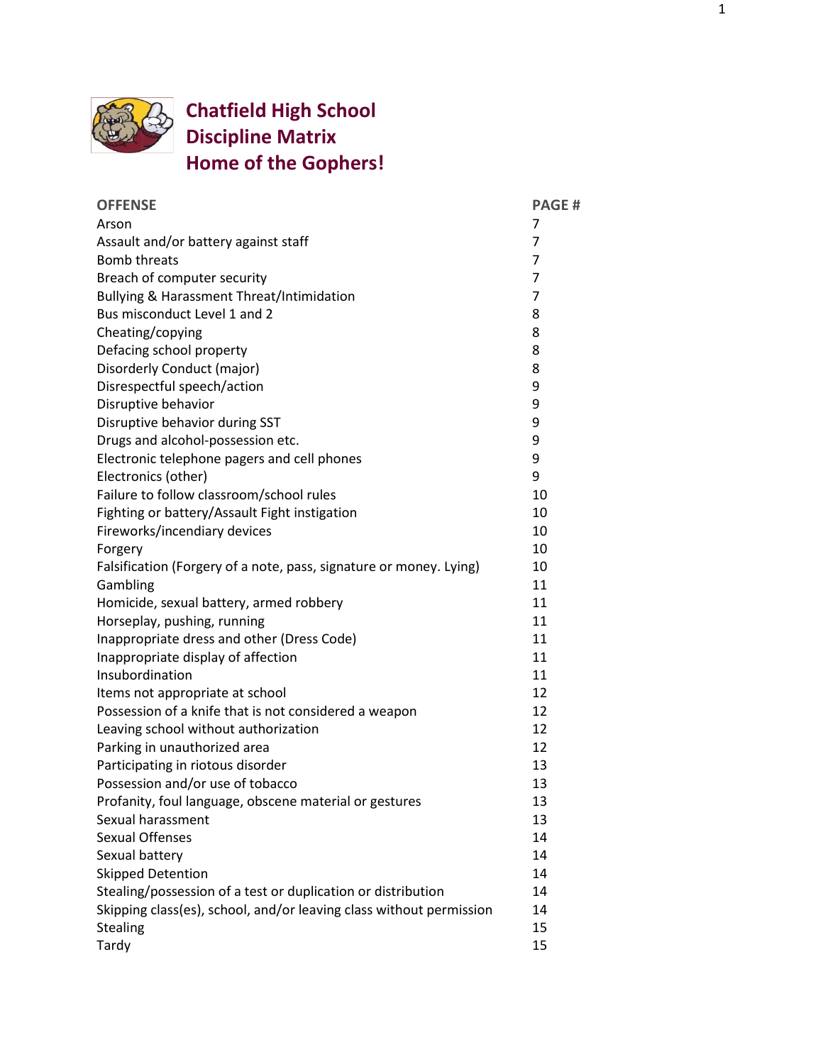# Chatfield High School
# Discipline Matrix
# Home of the Gophers!

| OFFENSE | PAGE # |
|---|---|
| Arson | 7 |
| Assault and/or battery against staff | 7 |
| Bomb threats | 7 |
| Breach of computer security | 7 |
| Bullying & Harassment Threat/Intimidation | 7 |
| Bus misconduct Level 1 and 2 | 8 |
| Cheating/copying | 8 |
| Defacing school property | 8 |
| Disorderly Conduct (major) | 8 |
| Disrespectful speech/action | 9 |
| Disruptive behavior | 9 |
| Disruptive behavior during SST | 9 |
| Drugs and alcohol-possession etc. | 9 |
| Electronic telephone pagers and cell phones | 9 |
| Electronics (other) | 9 |
| Failure to follow classroom/school rules | 10 |
| Fighting or battery/Assault Fight instigation | 10 |
| Fireworks/incendiary devices | 10 |
| Forgery | 10 |
| Falsification (Forgery of a note, pass, signature or money. Lying) | 10 |
| Gambling | 11 |
| Homicide, sexual battery, armed robbery | 11 |
| Horseplay, pushing, running | 11 |
| Inappropriate dress and other (Dress Code) | 11 |
| Inappropriate display of affection | 11 |
| Insubordination | 11 |
| Items not appropriate at school | 12 |
| Possession of a knife that is not considered a weapon | 12 |
| Leaving school without authorization | 12 |
| Parking in unauthorized area | 12 |
| Participating in riotous disorder | 13 |
| Possession and/or use of tobacco | 13 |
| Profanity, foul language, obscene material or gestures | 13 |
| Sexual harassment | 13 |
| Sexual Offenses | 14 |
| Sexual battery | 14 |
| Skipped Detention | 14 |
| Stealing/possession of a test or duplication or distribution | 14 |
| Skipping class(es), school, and/or leaving class without permission | 14 |
| Stealing | 15 |
| Tardy | 15 |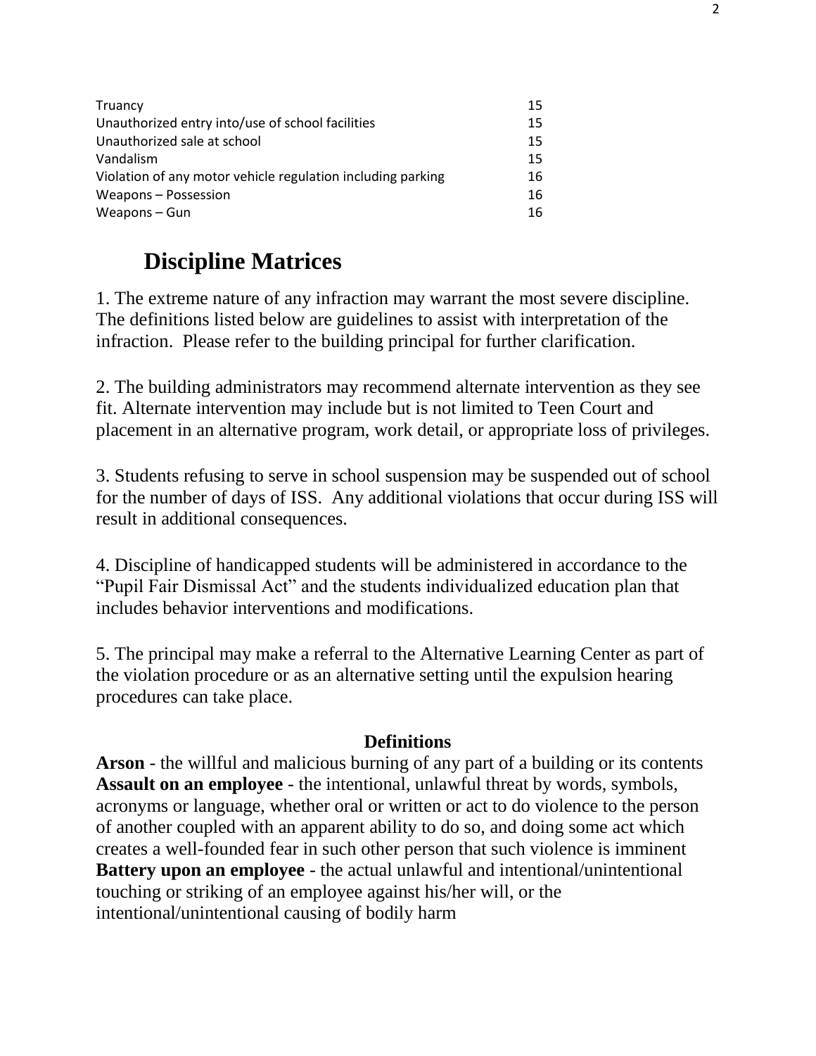| | |
|---|---|
| Truancy | 15 |
| Unauthorized entry into/use of school facilities | 15 |
| Unauthorized sale at school | 15 |
| Vandalism | 15 |
| Violation of any motor vehicle regulation including parking | 16 |
| Weapons – Possession | 16 |
| Weapons – Gun | 16 |

# Discipline Matrices

1. The extreme nature of any infraction may warrant the most severe discipline. The definitions listed below are guidelines to assist with interpretation of the infraction. Please refer to the building principal for further clarification.

2. The building administrators may recommend alternate intervention as they see fit. Alternate intervention may include but is not limited to Teen Court and placement in an alternative program, work detail, or appropriate loss of privileges.

3. Students refusing to serve in school suspension may be suspended out of school for the number of days of ISS. Any additional violations that occur during ISS will result in additional consequences.

4. Discipline of handicapped students will be administered in accordance to the "Pupil Fair Dismissal Act" and the students individualized education plan that includes behavior interventions and modifications.

5. The principal may make a referral to the Alternative Learning Center as part of the violation procedure or as an alternative setting until the expulsion hearing procedures can take place.

## Definitions

**Arson** - the willful and malicious burning of any part of a building or its contents
**Assault on an employee** - the intentional, unlawful threat by words, symbols, acronyms or language, whether oral or written or act to do violence to the person of another coupled with an apparent ability to do so, and doing some act which creates a well-founded fear in such other person that such violence is imminent
**Battery upon an employee** - the actual unlawful and intentional/unintentional touching or striking of an employee against his/her will, or the intentional/unintentional causing of bodily harm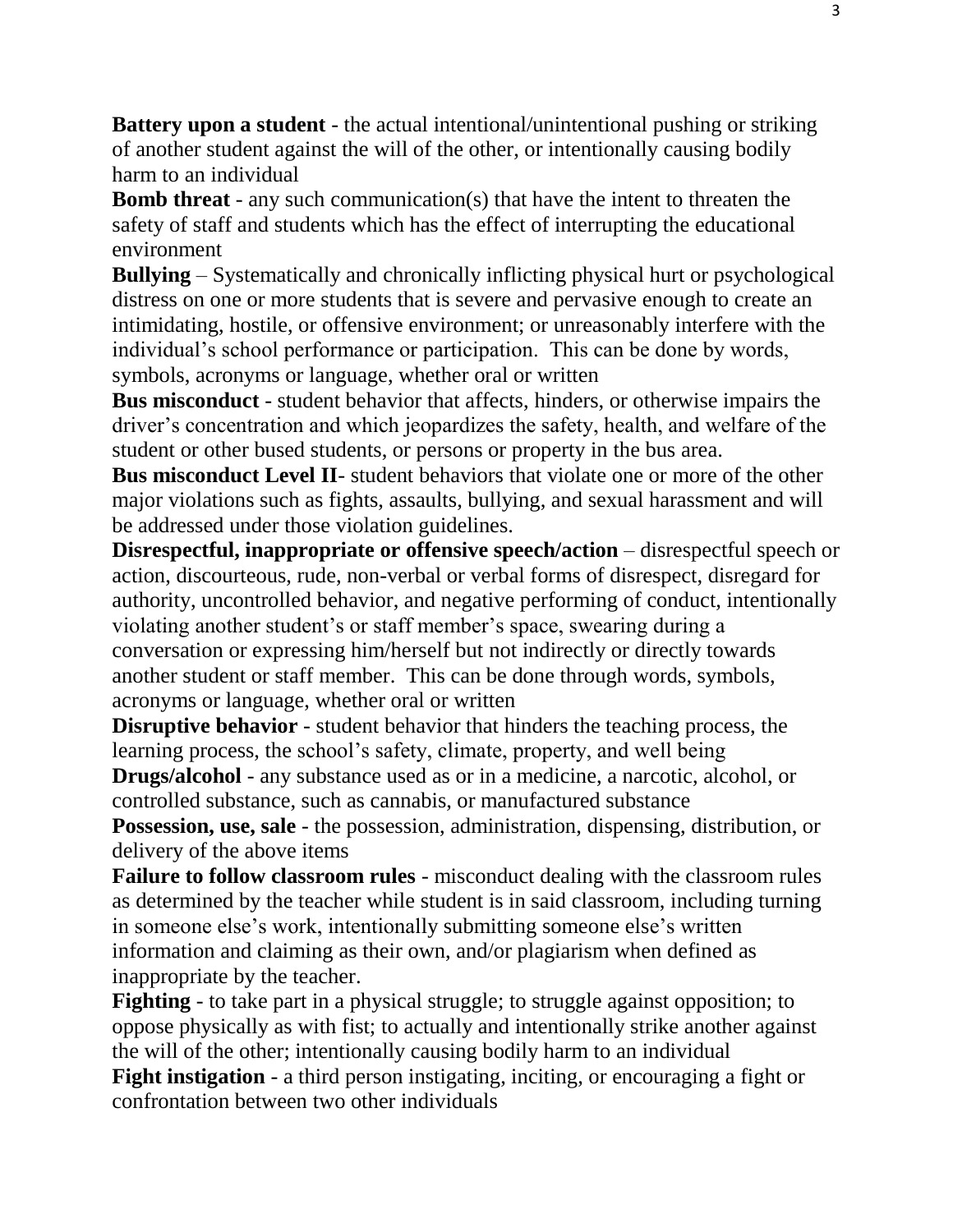**Battery upon a student** - the actual intentional/unintentional pushing or striking of another student against the will of the other, or intentionally causing bodily harm to an individual

**Bomb threat** - any such communication(s) that have the intent to threaten the safety of staff and students which has the effect of interrupting the educational environment

**Bullying** – Systematically and chronically inflicting physical hurt or psychological distress on one or more students that is severe and pervasive enough to create an intimidating, hostile, or offensive environment; or unreasonably interfere with the individual's school performance or participation. This can be done by words, symbols, acronyms or language, whether oral or written

**Bus misconduct** - student behavior that affects, hinders, or otherwise impairs the driver's concentration and which jeopardizes the safety, health, and welfare of the student or other bused students, or persons or property in the bus area.

**Bus misconduct Level II**- student behaviors that violate one or more of the other major violations such as fights, assaults, bullying, and sexual harassment and will be addressed under those violation guidelines.

**Disrespectful, inappropriate or offensive speech/action** – disrespectful speech or action, discourteous, rude, non-verbal or verbal forms of disrespect, disregard for authority, uncontrolled behavior, and negative performing of conduct, intentionally violating another student's or staff member's space, swearing during a conversation or expressing him/herself but not indirectly or directly towards another student or staff member. This can be done through words, symbols, acronyms or language, whether oral or written

**Disruptive behavior** - student behavior that hinders the teaching process, the learning process, the school's safety, climate, property, and well being

**Drugs/alcohol** - any substance used as or in a medicine, a narcotic, alcohol, or controlled substance, such as cannabis, or manufactured substance

**Possession, use, sale** - the possession, administration, dispensing, distribution, or delivery of the above items

**Failure to follow classroom rules** - misconduct dealing with the classroom rules as determined by the teacher while student is in said classroom, including turning in someone else's work, intentionally submitting someone else's written information and claiming as their own, and/or plagiarism when defined as inappropriate by the teacher.

**Fighting** - to take part in a physical struggle; to struggle against opposition; to oppose physically as with fist; to actually and intentionally strike another against the will of the other; intentionally causing bodily harm to an individual

**Fight instigation** - a third person instigating, inciting, or encouraging a fight or confrontation between two other individuals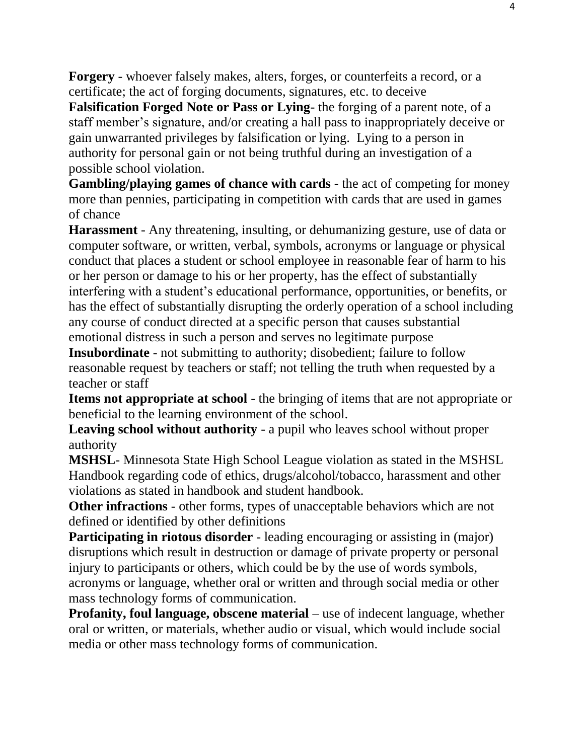**Forgery** - whoever falsely makes, alters, forges, or counterfeits a record, or a certificate; the act of forging documents, signatures, etc. to deceive

**Falsification Forged Note or Pass or Lying**- the forging of a parent note, of a staff member's signature, and/or creating a hall pass to inappropriately deceive or gain unwarranted privileges by falsification or lying. Lying to a person in authority for personal gain or not being truthful during an investigation of a possible school violation.

**Gambling/playing games of chance with cards** - the act of competing for money more than pennies, participating in competition with cards that are used in games of chance

**Harassment** - Any threatening, insulting, or dehumanizing gesture, use of data or computer software, or written, verbal, symbols, acronyms or language or physical conduct that places a student or school employee in reasonable fear of harm to his or her person or damage to his or her property, has the effect of substantially interfering with a student's educational performance, opportunities, or benefits, or has the effect of substantially disrupting the orderly operation of a school including any course of conduct directed at a specific person that causes substantial emotional distress in such a person and serves no legitimate purpose

**Insubordinate** - not submitting to authority; disobedient; failure to follow reasonable request by teachers or staff; not telling the truth when requested by a teacher or staff

**Items not appropriate at school** - the bringing of items that are not appropriate or beneficial to the learning environment of the school.

**Leaving school without authority** - a pupil who leaves school without proper authority

**MSHSL**- Minnesota State High School League violation as stated in the MSHSL Handbook regarding code of ethics, drugs/alcohol/tobacco, harassment and other violations as stated in handbook and student handbook.

**Other infractions** - other forms, types of unacceptable behaviors which are not defined or identified by other definitions

**Participating in riotous disorder** - leading encouraging or assisting in (major) disruptions which result in destruction or damage of private property or personal injury to participants or others, which could be by the use of words symbols, acronyms or language, whether oral or written and through social media or other mass technology forms of communication.

**Profanity, foul language, obscene material** – use of indecent language, whether oral or written, or materials, whether audio or visual, which would include social media or other mass technology forms of communication.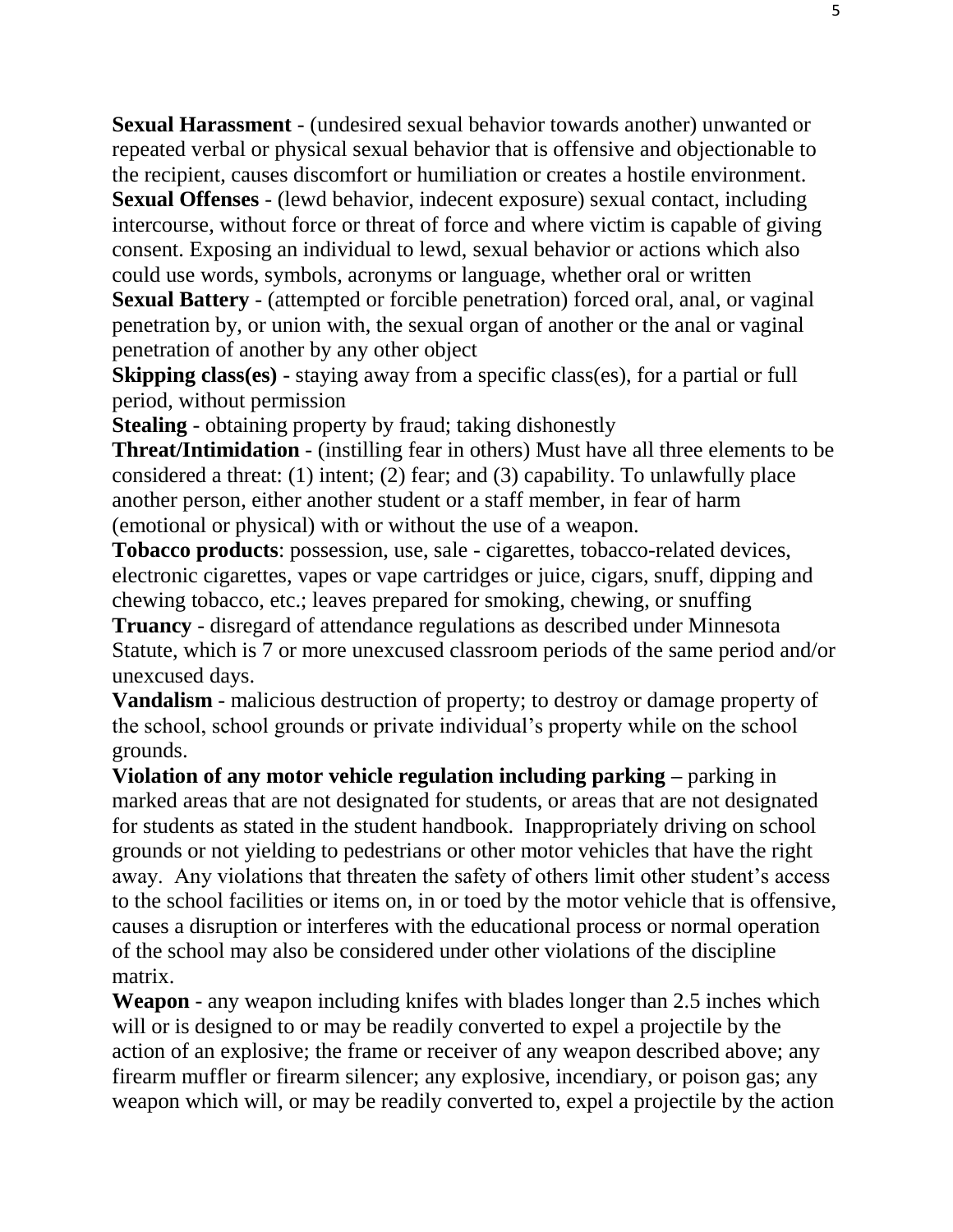**Sexual Harassment** - (undesired sexual behavior towards another) unwanted or repeated verbal or physical sexual behavior that is offensive and objectionable to the recipient, causes discomfort or humiliation or creates a hostile environment.

**Sexual Offenses** - (lewd behavior, indecent exposure) sexual contact, including intercourse, without force or threat of force and where victim is capable of giving consent. Exposing an individual to lewd, sexual behavior or actions which also could use words, symbols, acronyms or language, whether oral or written

**Sexual Battery** - (attempted or forcible penetration) forced oral, anal, or vaginal penetration by, or union with, the sexual organ of another or the anal or vaginal penetration of another by any other object

**Skipping class(es)** - staying away from a specific class(es), for a partial or full period, without permission

**Stealing** - obtaining property by fraud; taking dishonestly

**Threat/Intimidation** - (instilling fear in others) Must have all three elements to be considered a threat: (1) intent; (2) fear; and (3) capability. To unlawfully place another person, either another student or a staff member, in fear of harm (emotional or physical) with or without the use of a weapon.

**Tobacco products**: possession, use, sale - cigarettes, tobacco-related devices, electronic cigarettes, vapes or vape cartridges or juice, cigars, snuff, dipping and chewing tobacco, etc.; leaves prepared for smoking, chewing, or snuffing

**Truancy** - disregard of attendance regulations as described under Minnesota Statute, which is 7 or more unexcused classroom periods of the same period and/or unexcused days.

**Vandalism** - malicious destruction of property; to destroy or damage property of the school, school grounds or private individual's property while on the school grounds.

**Violation of any motor vehicle regulation including parking –** parking in marked areas that are not designated for students, or areas that are not designated for students as stated in the student handbook. Inappropriately driving on school grounds or not yielding to pedestrians or other motor vehicles that have the right away. Any violations that threaten the safety of others limit other student's access to the school facilities or items on, in or toed by the motor vehicle that is offensive, causes a disruption or interferes with the educational process or normal operation of the school may also be considered under other violations of the discipline matrix.

**Weapon** - any weapon including knifes with blades longer than 2.5 inches which will or is designed to or may be readily converted to expel a projectile by the action of an explosive; the frame or receiver of any weapon described above; any firearm muffler or firearm silencer; any explosive, incendiary, or poison gas; any weapon which will, or may be readily converted to, expel a projectile by the action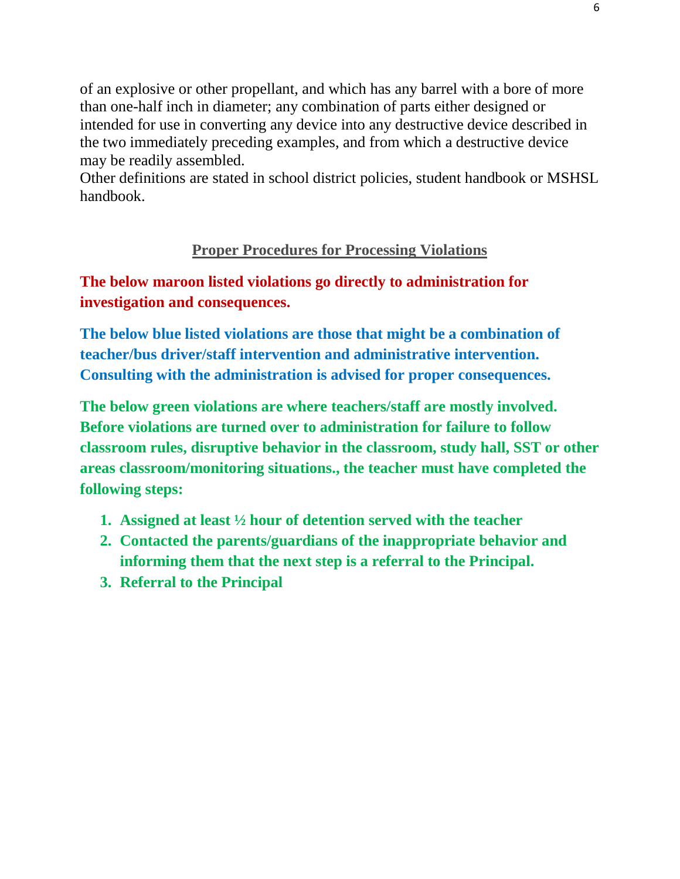of an explosive or other propellant, and which has any barrel with a bore of more than one-half inch in diameter; any combination of parts either designed or intended for use in converting any device into any destructive device described in the two immediately preceding examples, and from which a destructive device may be readily assembled.

Other definitions are stated in school district policies, student handbook or MSHSL handbook.

## Proper Procedures for Processing Violations

**The below maroon listed violations go directly to administration for investigation and consequences.**

**The below blue listed violations are those that might be a combination of teacher/bus driver/staff intervention and administrative intervention. Consulting with the administration is advised for proper consequences.**

**The below green violations are where teachers/staff are mostly involved. Before violations are turned over to administration for failure to follow classroom rules, disruptive behavior in the classroom, study hall, SST or other areas classroom/monitoring situations., the teacher must have completed the following steps:**

1. **Assigned at least ½ hour of detention served with the teacher**
2. **Contacted the parents/guardians of the inappropriate behavior and informing them that the next step is a referral to the Principal.**
3. **Referral to the Principal**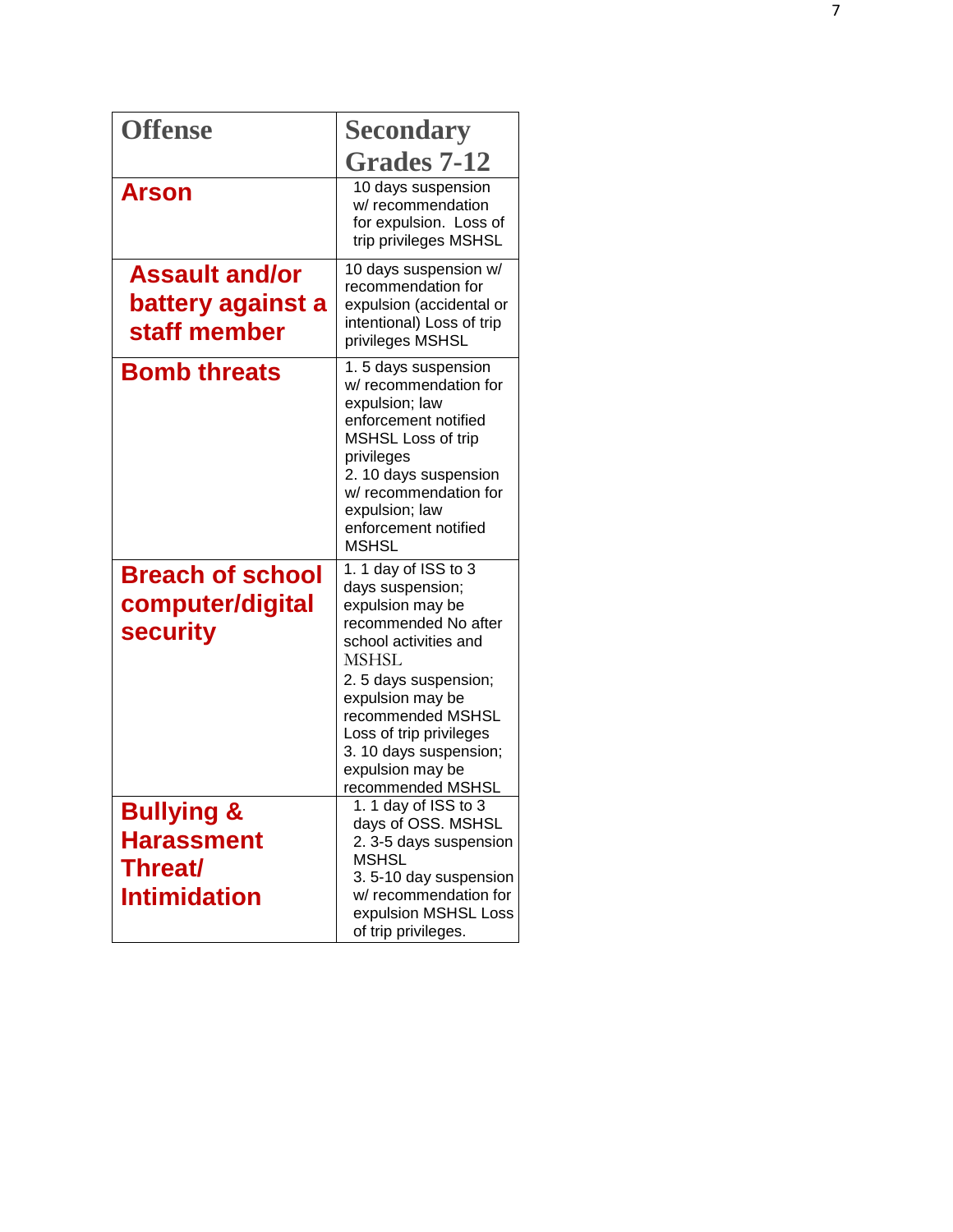| Offense | Secondary Grades 7-12 |
|---|---|
| **Arson** | 10 days suspension w/ recommendation for expulsion. Loss of trip privileges MSHSL |
| **Assault and/or battery against a staff member** | 10 days suspension w/ recommendation for expulsion (accidental or intentional) Loss of trip privileges MSHSL |
| **Bomb threats** | 1. 5 days suspension w/ recommendation for expulsion; law enforcement notified MSHSL Loss of trip privileges<br>2. 10 days suspension w/ recommendation for expulsion; law enforcement notified MSHSL |
| **Breach of school computer/digital security** | 1. 1 day of ISS to 3 days suspension; expulsion may be recommended No after school activities and MSHSL<br>2. 5 days suspension; expulsion may be recommended MSHSL Loss of trip privileges<br>3. 10 days suspension; expulsion may be recommended MSHSL |
| **Bullying & Harassment Threat/ Intimidation** | 1. 1 day of ISS to 3 days of OSS. MSHSL<br>2. 3-5 days suspension MSHSL<br>3. 5-10 day suspension w/ recommendation for expulsion MSHSL Loss of trip privileges. |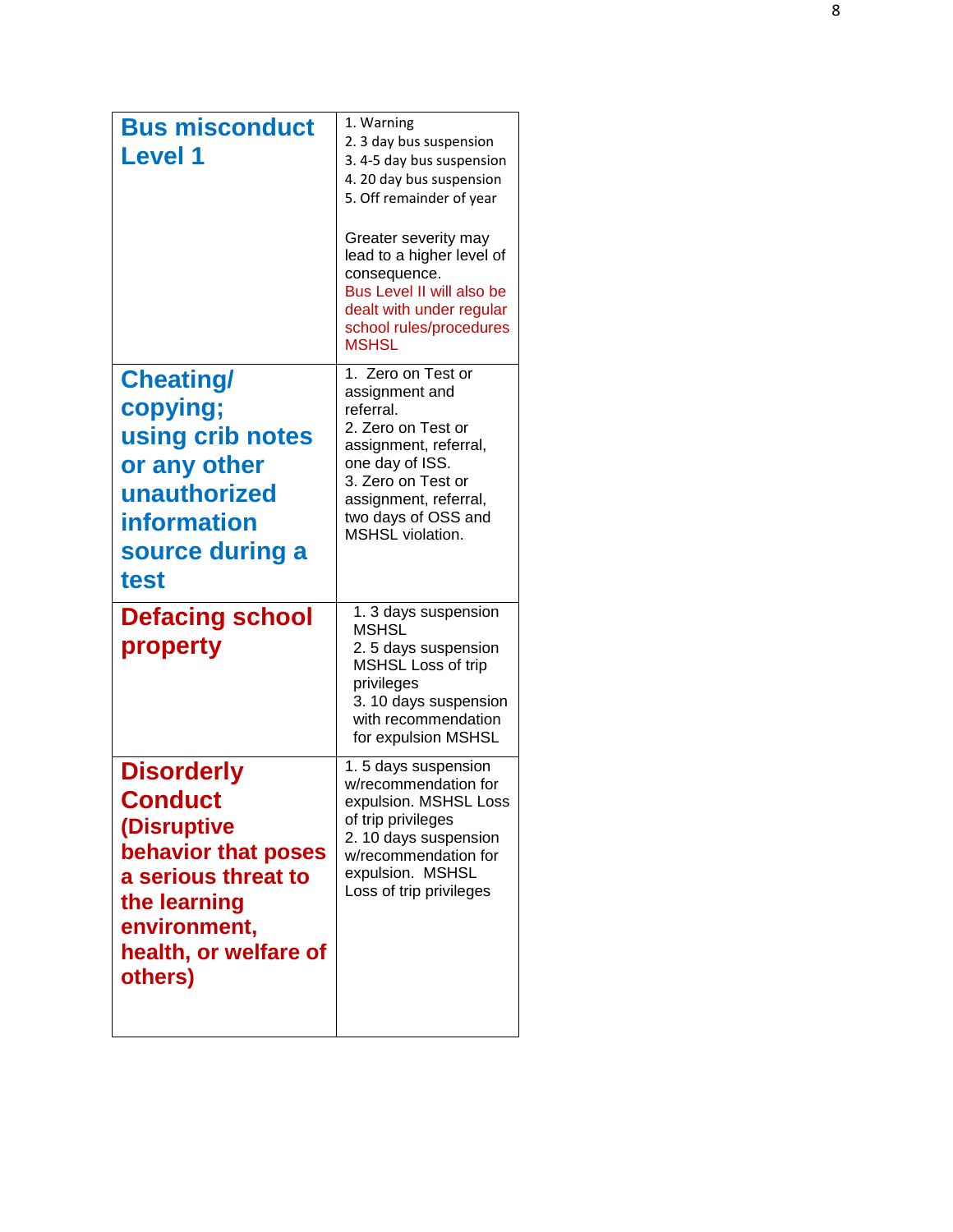| | |
|---|---|
| **Bus misconduct Level 1** | 1. Warning<br>2. 3 day bus suspension<br>3. 4-5 day bus suspension<br>4. 20 day bus suspension<br>5. Off remainder of year<br><br>Greater severity may lead to a higher level of consequence.<br>Bus Level II will also be dealt with under regular school rules/procedures MSHSL |
| **Cheating/ copying; using crib notes or any other unauthorized information source during a test** | 1. Zero on Test or assignment and referral.<br>2. Zero on Test or assignment, referral, one day of ISS.<br>3. Zero on Test or assignment, referral, two days of OSS and MSHSL violation. |
| **Defacing school property** | 1. 3 days suspension MSHSL<br>2. 5 days suspension MSHSL Loss of trip privileges<br>3. 10 days suspension with recommendation for expulsion MSHSL |
| **Disorderly Conduct (Disruptive behavior that poses a serious threat to the learning environment, health, or welfare of others)** | 1. 5 days suspension w/recommendation for expulsion. MSHSL Loss of trip privileges<br>2. 10 days suspension w/recommendation for expulsion. MSHSL Loss of trip privileges |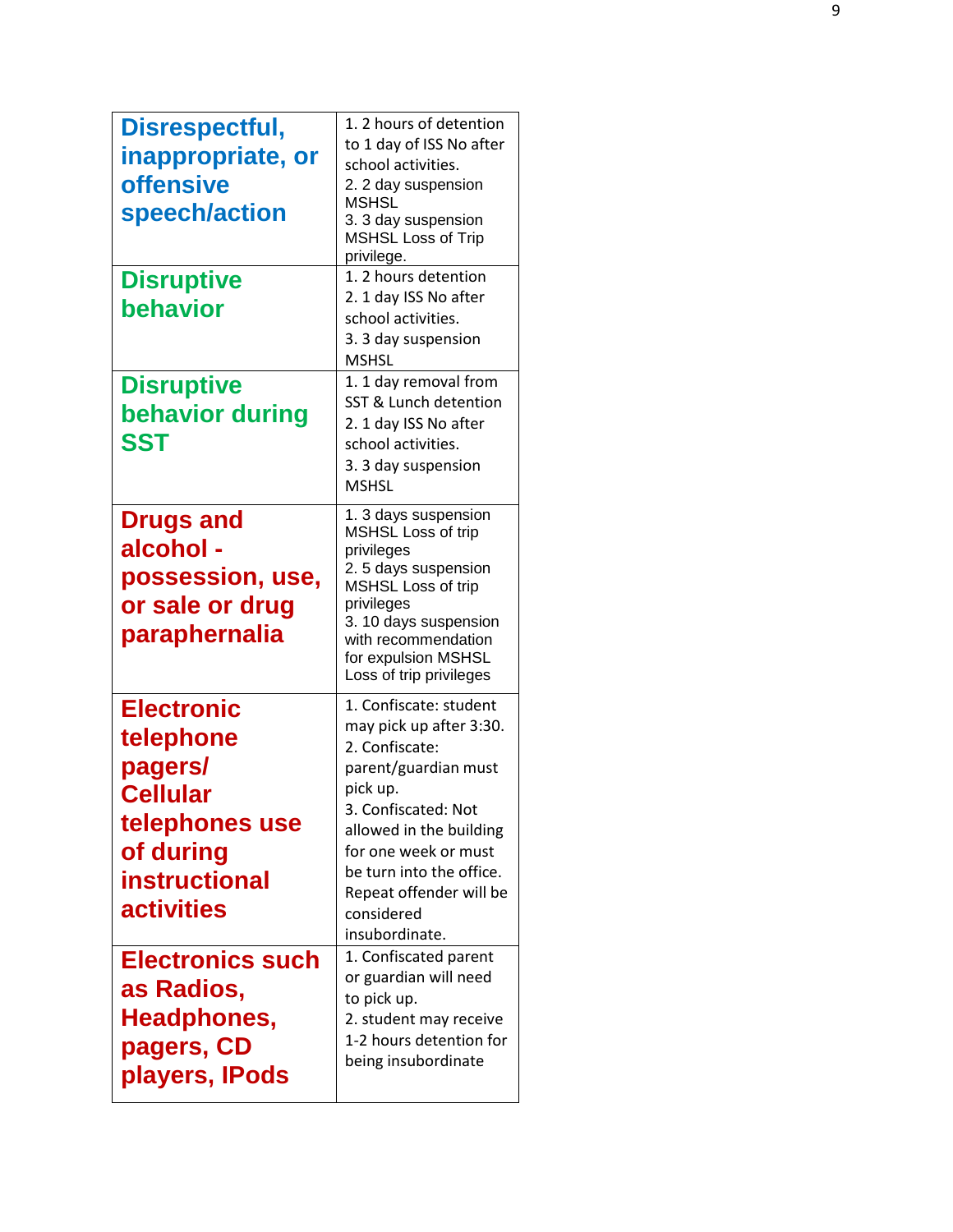| | |
|---|---|
| **Disrespectful, inappropriate, or offensive speech/action** | 1. 2 hours of detention to 1 day of ISS No after school activities.<br>2. 2 day suspension MSHSL<br>3. 3 day suspension MSHSL Loss of Trip privilege. |
| **Disruptive behavior** | 1. 2 hours detention<br>2. 1 day ISS No after school activities.<br>3. 3 day suspension MSHSL |
| **Disruptive behavior during SST** | 1. 1 day removal from SST & Lunch detention<br>2. 1 day ISS No after school activities.<br>3. 3 day suspension MSHSL |
| **Drugs and alcohol - possession, use, or sale or drug paraphernalia** | 1. 3 days suspension MSHSL Loss of trip privileges<br>2. 5 days suspension MSHSL Loss of trip privileges<br>3. 10 days suspension with recommendation for expulsion MSHSL Loss of trip privileges |
| **Electronic telephone pagers/ Cellular telephones use of during instructional activities** | 1. Confiscate: student may pick up after 3:30.<br>2. Confiscate: parent/guardian must pick up.<br>3. Confiscated: Not allowed in the building for one week or must be turn into the office. Repeat offender will be considered insubordinate. |
| **Electronics such as Radios, Headphones, pagers, CD players, IPods** | 1. Confiscated parent or guardian will need to pick up.<br>2. student may receive 1-2 hours detention for being insubordinate |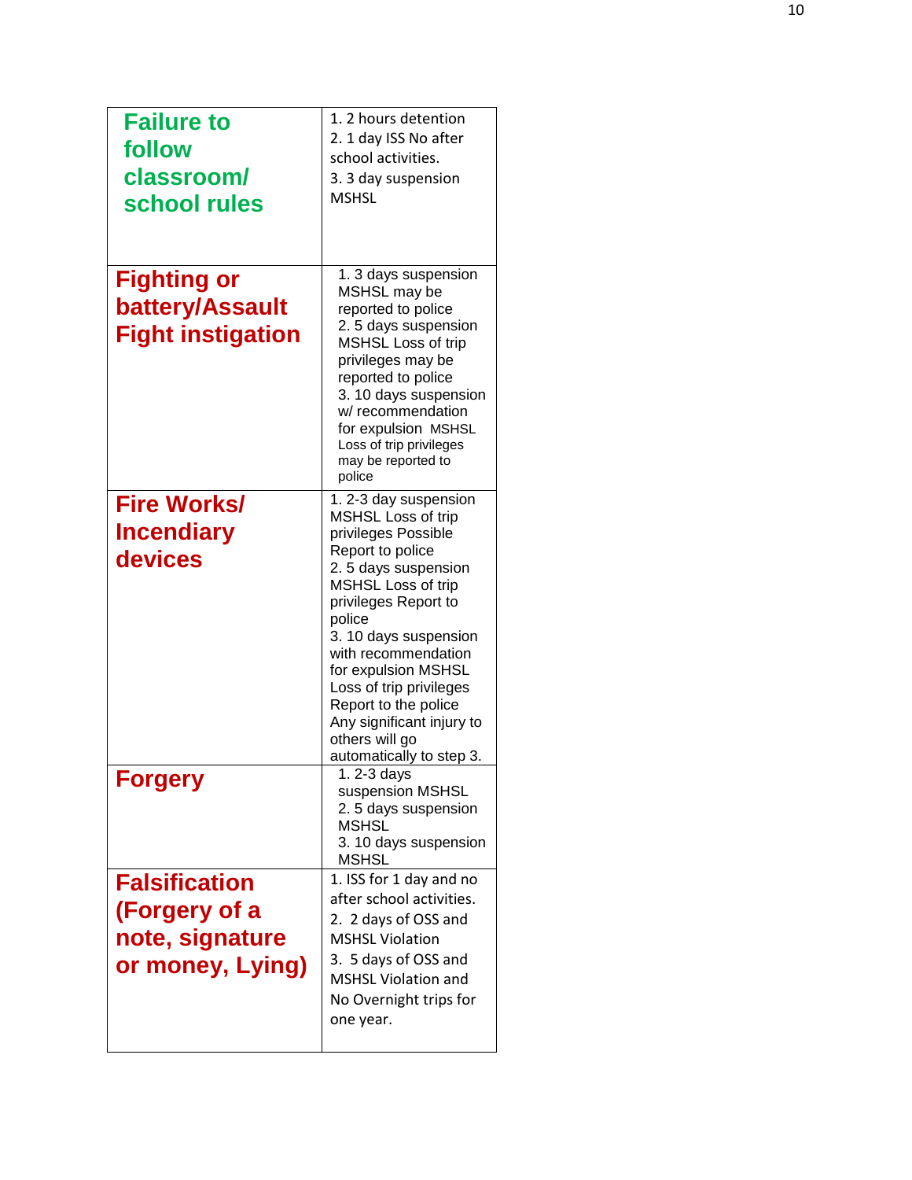| Infraction | Consequences |
|---|---|
| **Failure to follow classroom/ school rules** | 1. 2 hours detention<br>2. 1 day ISS No after school activities.<br>3. 3 day suspension MSHSL |
| **Fighting or battery/Assault Fight instigation** | 1. 3 days suspension MSHSL may be reported to police<br>2. 5 days suspension MSHSL Loss of trip privileges may be reported to police<br>3. 10 days suspension w/ recommendation for expulsion MSHSL Loss of trip privileges may be reported to police |
| **Fire Works/ Incendiary devices** | 1. 2-3 day suspension MSHSL Loss of trip privileges Possible Report to police<br>2. 5 days suspension MSHSL Loss of trip privileges Report to police<br>3. 10 days suspension with recommendation for expulsion MSHSL Loss of trip privileges Report to the police<br>Any significant injury to others will go automatically to step 3. |
| **Forgery** | 1. 2-3 days suspension MSHSL<br>2. 5 days suspension MSHSL<br>3. 10 days suspension MSHSL |
| **Falsification (Forgery of a note, signature or money, Lying)** | 1. ISS for 1 day and no after school activities.<br>2. 2 days of OSS and MSHSL Violation<br>3. 5 days of OSS and MSHSL Violation and No Overnight trips for one year. |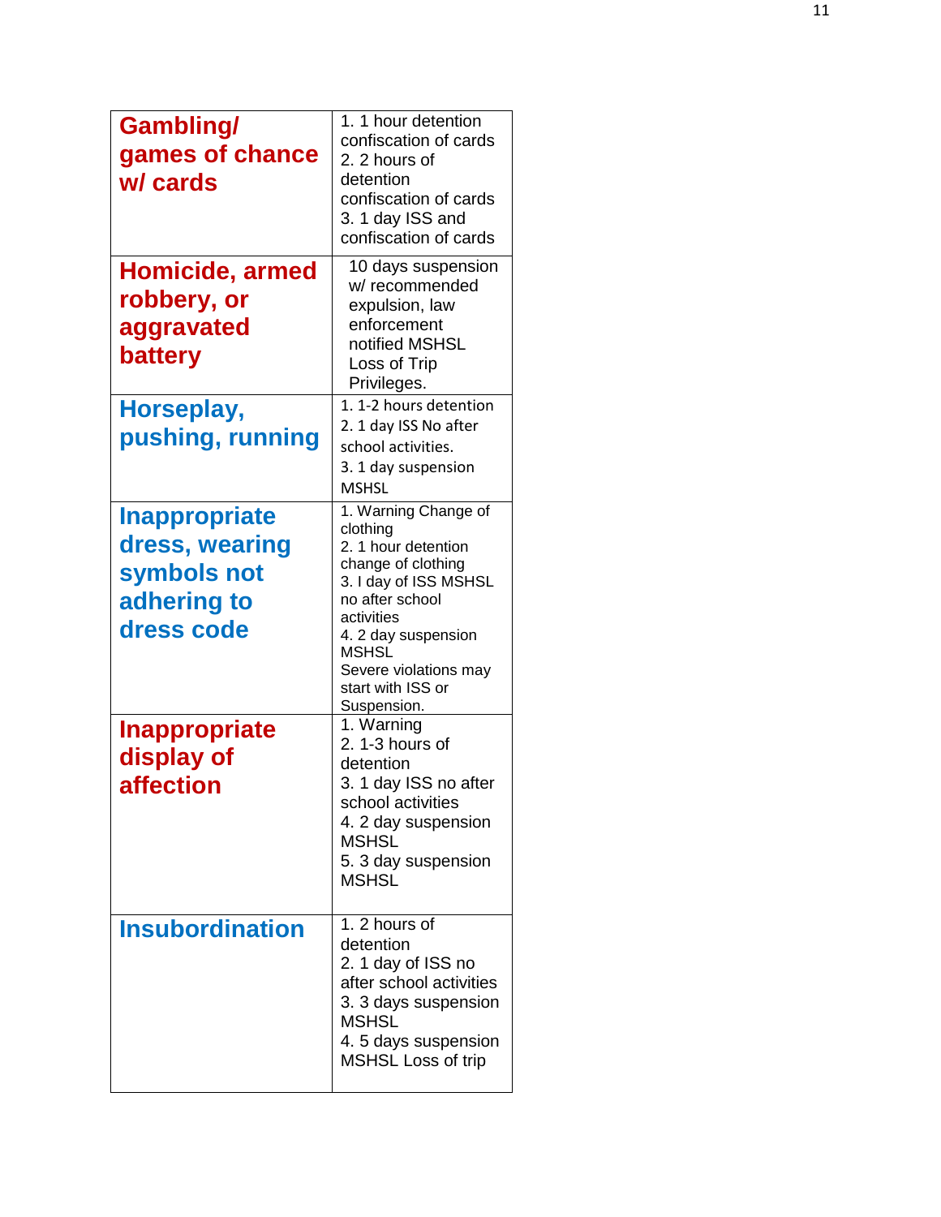| Gambling/ games of chance w/ cards | 1. 1 hour detention confiscation of cards<br>2. 2 hours of detention confiscation of cards<br>3. 1 day ISS and confiscation of cards |
|---|---|
| **Homicide, armed robbery, or aggravated battery** | 10 days suspension w/ recommended expulsion, law enforcement notified MSHSL Loss of Trip Privileges. |
| **Horseplay, pushing, running** | 1. 1-2 hours detention<br>2. 1 day ISS No after school activities.<br>3. 1 day suspension MSHSL |
| **Inappropriate dress, wearing symbols not adhering to dress code** | 1. Warning Change of clothing<br>2. 1 hour detention change of clothing<br>3. I day of ISS MSHSL no after school activities<br>4. 2 day suspension MSHSL<br>Severe violations may start with ISS or Suspension. |
| **Inappropriate display of affection** | 1. Warning<br>2. 1-3 hours of detention<br>3. 1 day ISS no after school activities<br>4. 2 day suspension MSHSL<br>5. 3 day suspension MSHSL |
| **Insubordination** | 1. 2 hours of detention<br>2. 1 day of ISS no after school activities<br>3. 3 days suspension MSHSL<br>4. 5 days suspension MSHSL Loss of trip |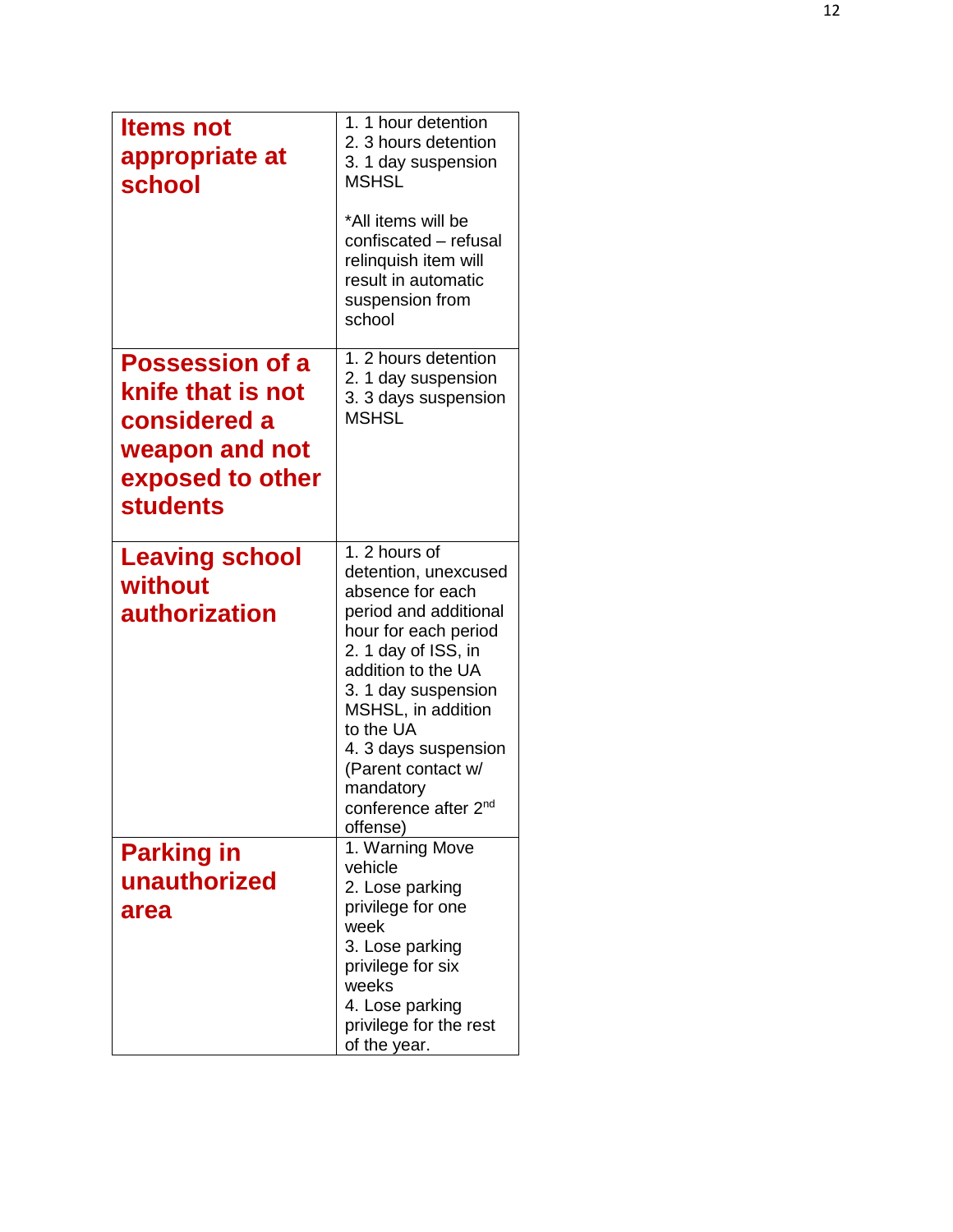| | |
|---|---|
| **Items not appropriate at school** | 1. 1 hour detention<br>2. 3 hours detention<br>3. 1 day suspension MSHSL<br><br>*All items will be confiscated – refusal relinquish item will result in automatic suspension from school |
| **Possession of a knife that is not considered a weapon and not exposed to other students** | 1. 2 hours detention<br>2. 1 day suspension<br>3. 3 days suspension MSHSL |
| **Leaving school without authorization** | 1. 2 hours of detention, unexcused absence for each period and additional hour for each period<br>2. 1 day of ISS, in addition to the UA<br>3. 1 day suspension MSHSL, in addition to the UA<br>4. 3 days suspension (Parent contact w/ mandatory conference after 2nd offense) |
| **Parking in unauthorized area** | 1. Warning Move vehicle<br>2. Lose parking privilege for one week<br>3. Lose parking privilege for six weeks<br>4. Lose parking privilege for the rest of the year. |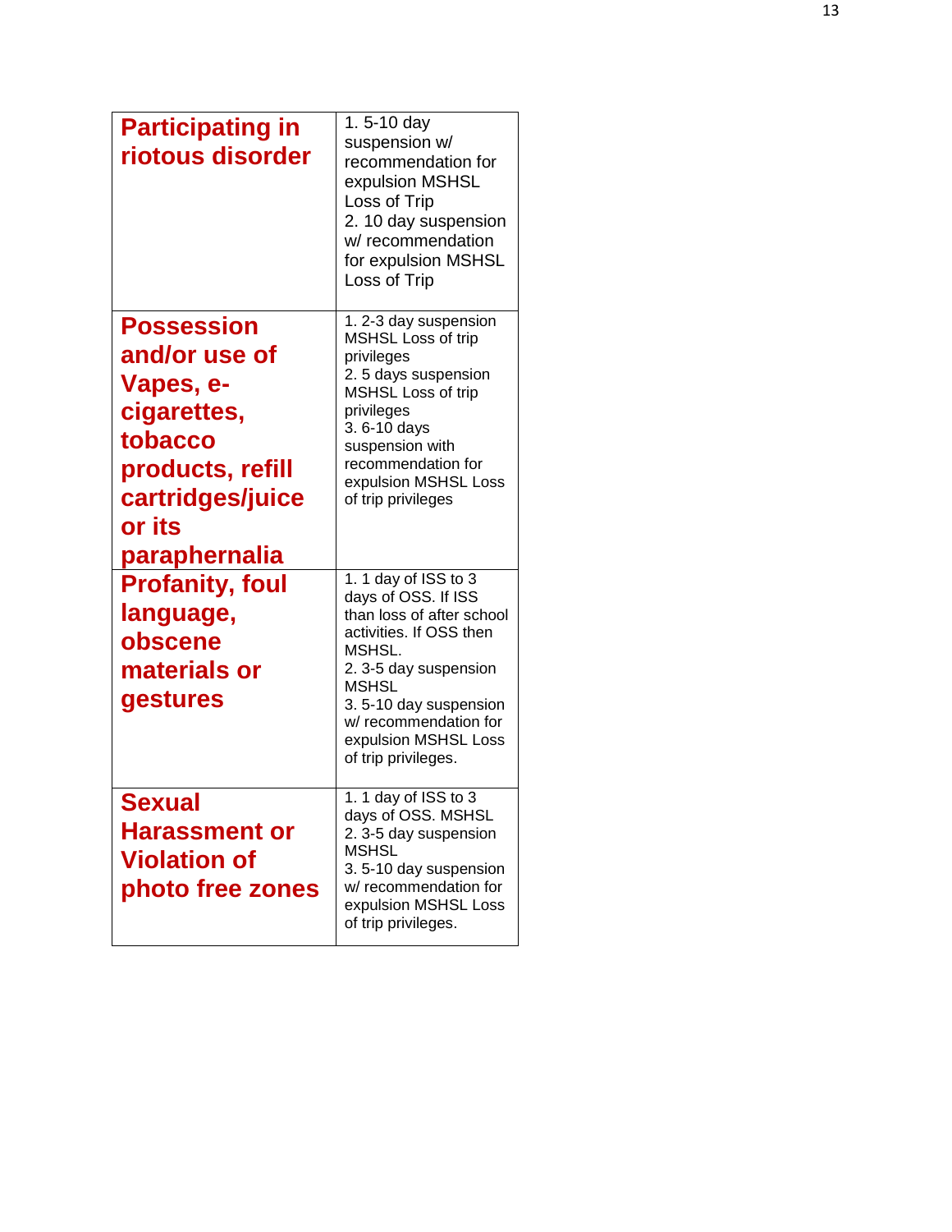| | |
|---|---|
| **Participating in riotous disorder** | 1. 5-10 day suspension w/ recommendation for expulsion MSHSL Loss of Trip<br>2. 10 day suspension w/ recommendation for expulsion MSHSL Loss of Trip |
| **Possession and/or use of Vapes, e-cigarettes, tobacco products, refill cartridges/juice or its paraphernalia** | 1. 2-3 day suspension MSHSL Loss of trip privileges<br>2. 5 days suspension MSHSL Loss of trip privileges<br>3. 6-10 days suspension with recommendation for expulsion MSHSL Loss of trip privileges |
| **Profanity, foul language, obscene materials or gestures** | 1. 1 day of ISS to 3 days of OSS. If ISS than loss of after school activities. If OSS then MSHSL.<br>2. 3-5 day suspension MSHSL<br>3. 5-10 day suspension w/ recommendation for expulsion MSHSL Loss of trip privileges. |
| **Sexual Harassment or Violation of photo free zones** | 1. 1 day of ISS to 3 days of OSS. MSHSL<br>2. 3-5 day suspension MSHSL<br>3. 5-10 day suspension w/ recommendation for expulsion MSHSL Loss of trip privileges. |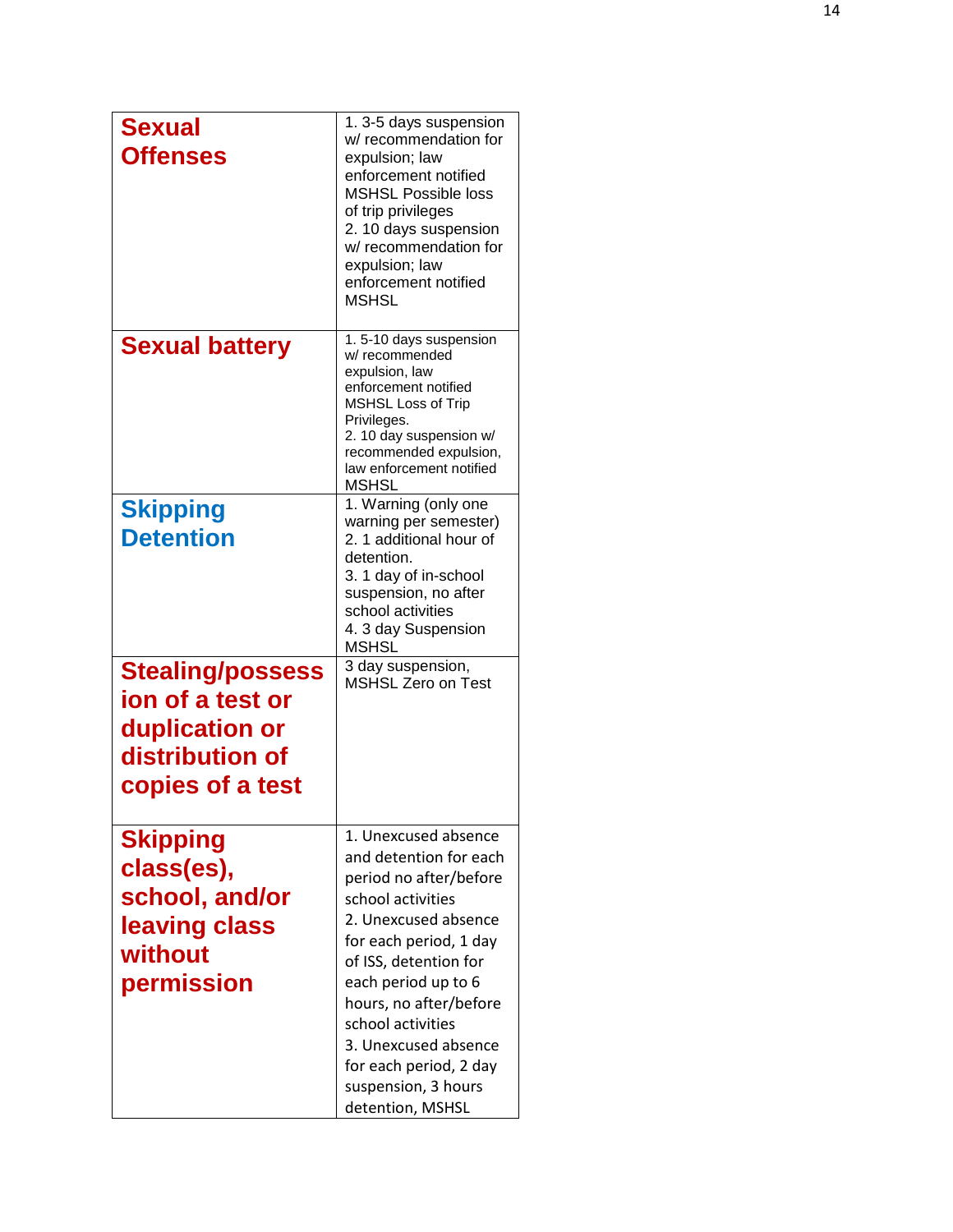| | |
|---|---|
| **Sexual Offenses** | 1. 3-5 days suspension w/ recommendation for expulsion; law enforcement notified MSHSL Possible loss of trip privileges<br>2. 10 days suspension w/ recommendation for expulsion; law enforcement notified MSHSL |
| **Sexual battery** | 1. 5-10 days suspension w/ recommended expulsion, law enforcement notified MSHSL Loss of Trip Privileges.<br>2. 10 day suspension w/ recommended expulsion, law enforcement notified MSHSL |
| **Skipping Detention** | 1. Warning (only one warning per semester)<br>2. 1 additional hour of detention.<br>3. 1 day of in-school suspension, no after school activities<br>4. 3 day Suspension MSHSL |
| **Stealing/possession of a test or duplication or distribution of copies of a test** | 3 day suspension, MSHSL Zero on Test |
| **Skipping class(es), school, and/or leaving class without permission** | 1. Unexcused absence and detention for each period no after/before school activities<br>2. Unexcused absence for each period, 1 day of ISS, detention for each period up to 6 hours, no after/before school activities<br>3. Unexcused absence for each period, 2 day suspension, 3 hours detention, MSHSL |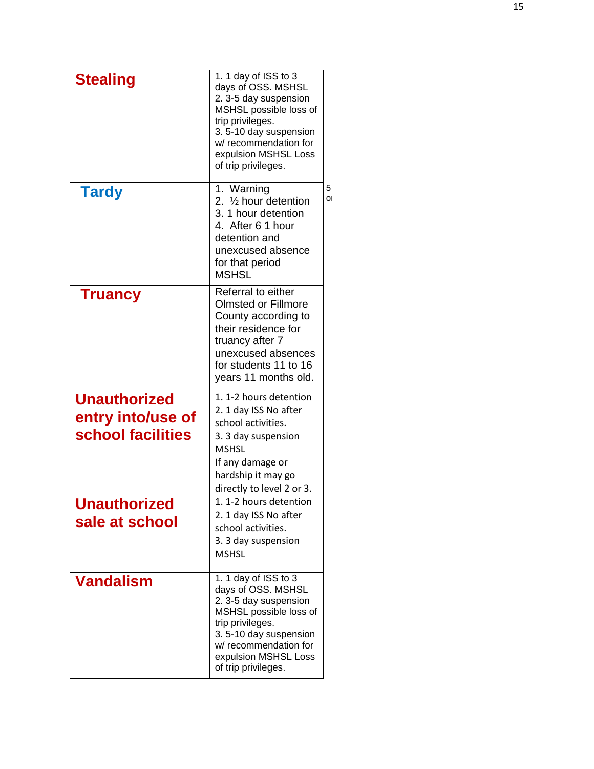| | |
|---|---|
| **Stealing** | 1. 1 day of ISS to 3 days of OSS. MSHSL<br>2. 3-5 day suspension MSHSL possible loss of trip privileges.<br>3. 5-10 day suspension w/ recommendation for expulsion MSHSL Loss of trip privileges. |
| **Tardy** | 1. Warning<br>2. ½ hour detention<br>3. 1 hour detention<br>4. After 6 1 hour detention and unexcused absence for that period MSHSL |
| **Truancy** | Referral to either Olmsted or Fillmore County according to their residence for truancy after 7 unexcused absences for students 11 to 16 years 11 months old. |
| **Unauthorized entry into/use of school facilities** | 1. 1-2 hours detention<br>2. 1 day ISS No after school activities.<br>3. 3 day suspension MSHSL<br>If any damage or hardship it may go directly to level 2 or 3. |
| **Unauthorized sale at school** | 1. 1-2 hours detention<br>2. 1 day ISS No after school activities.<br>3. 3 day suspension MSHSL |
| **Vandalism** | 1. 1 day of ISS to 3 days of OSS. MSHSL<br>2. 3-5 day suspension MSHSL possible loss of trip privileges.<br>3. 5-10 day suspension w/ recommendation for expulsion MSHSL Loss of trip privileges. |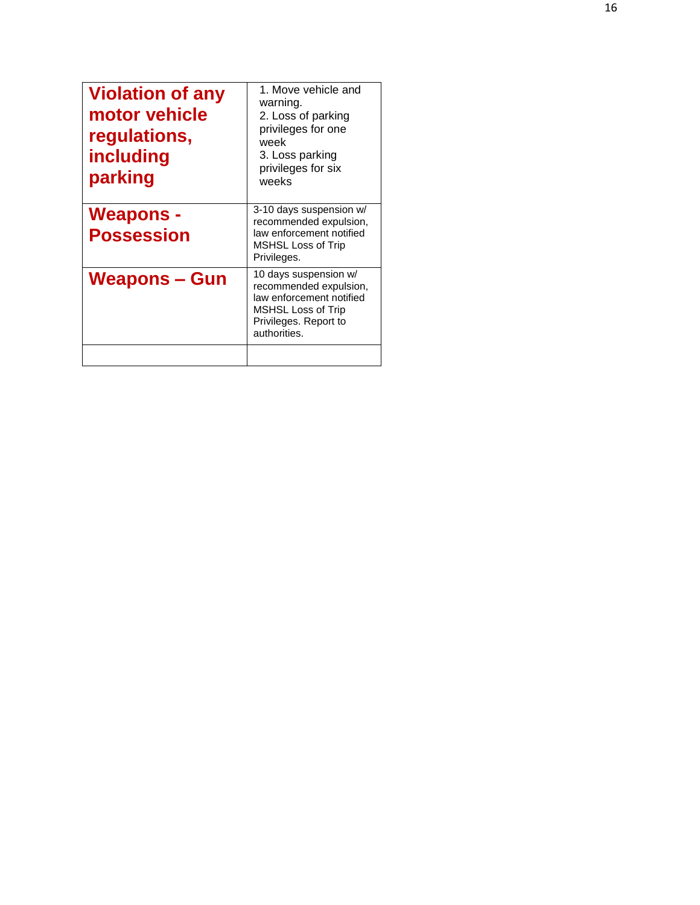| | |
|---|---|
| **Violation of any motor vehicle regulations, including parking** | 1. Move vehicle and warning.<br>2. Loss of parking privileges for one week<br>3. Loss parking privileges for six weeks |
| **Weapons - Possession** | 3-10 days suspension w/ recommended expulsion, law enforcement notified MSHSL Loss of Trip Privileges. |
| **Weapons – Gun** | 10 days suspension w/ recommended expulsion, law enforcement notified MSHSL Loss of Trip Privileges. Report to authorities. |
| | |